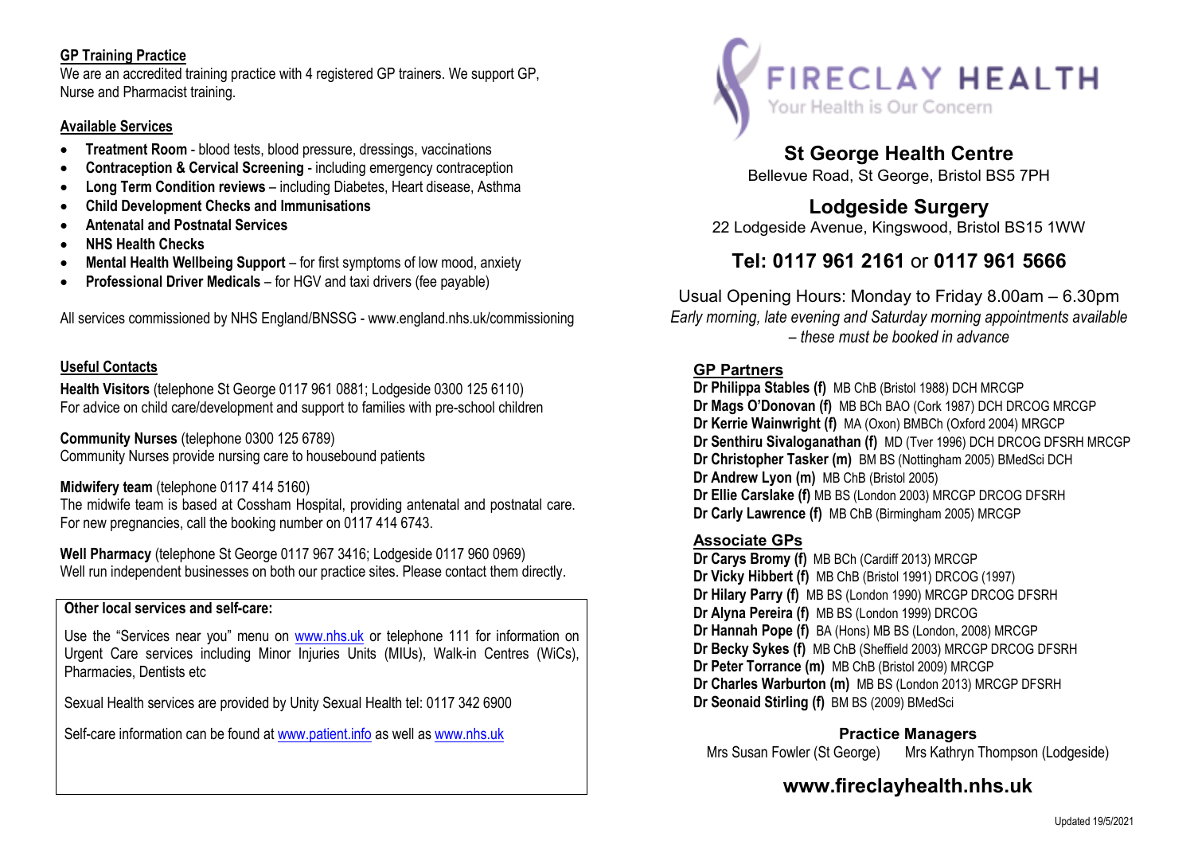## GP Training Practice

We are an accredited training practice with 4 registered GP trainers. We support GP, Nurse and Pharmacist training.

## Available Services

- **Treatment Room** - blood tests, blood pressure, dressings, vaccinations
- **Contraception & Cervical Screening** - including emergency contraception
- **Long Term Condition reviews** – including Diabetes, Heart disease, Asthma
- **Child Development Checks and Immunisations**
- **Antenatal and Postnatal Services**
- **NHS Health Checks**
- **Mental Health Wellbeing Support** – for first symptoms of low mood, anxiety
- **Professional Driver Medicals** – for HGV and taxi drivers (fee payable)

All services commissioned by NHS England/BNSSG - www.england.nhs.uk/commissioning

## Useful Contacts

**Health Visitors** (telephone St George 0117 961 0881; Lodgeside 0300 125 6110)
For advice on child care/development and support to families with pre-school children

**Community Nurses** (telephone 0300 125 6789)
Community Nurses provide nursing care to housebound patients

**Midwifery team** (telephone 0117 414 5160)
The midwife team is based at Cossham Hospital, providing antenatal and postnatal care. For new pregnancies, call the booking number on 0117 414 6743.

**Well Pharmacy** (telephone St George 0117 967 3416; Lodgeside 0117 960 0969)
Well run independent businesses on both our practice sites. Please contact them directly.

**Other local services and self-care:**

Use the "Services near you" menu on www.nhs.uk or telephone 111 for information on Urgent Care services including Minor Injuries Units (MIUs), Walk-in Centres (WiCs), Pharmacies, Dentists etc

Sexual Health services are provided by Unity Sexual Health tel: 0117 342 6900

Self-care information can be found at www.patient.info as well as www.nhs.uk

# FIRECLAY HEALTH

Your Health is Our Concern

## St George Health Centre

Bellevue Road, St George, Bristol BS5 7PH

## Lodgeside Surgery

22 Lodgeside Avenue, Kingswood, Bristol BS15 1WW

## Tel: 0117 961 2161 or 0117 961 5666

Usual Opening Hours: Monday to Friday 8.00am – 6.30pm

*Early morning, late evening and Saturday morning appointments available – these must be booked in advance*

## GP Partners

**Dr Philippa Stables (f)** MB ChB (Bristol 1988) DCH MRCGP
**Dr Mags O'Donovan (f)** MB BCh BAO (Cork 1987) DCH DRCOG MRCGP
**Dr Kerrie Wainwright (f)** MA (Oxon) BMBCh (Oxford 2004) MRGCP
**Dr Senthiru Sivaloganathan (f)** MD (Tver 1996) DCH DRCOG DFSRH MRCGP
**Dr Christopher Tasker (m)** BM BS (Nottingham 2005) BMedSci DCH
**Dr Andrew Lyon (m)** MB ChB (Bristol 2005)
**Dr Ellie Carslake (f)** MB BS (London 2003) MRCGP DRCOG DFSRH
**Dr Carly Lawrence (f)** MB ChB (Birmingham 2005) MRCGP

## Associate GPs

**Dr Carys Bromy (f)** MB BCh (Cardiff 2013) MRCGP
**Dr Vicky Hibbert (f)** MB ChB (Bristol 1991) DRCOG (1997)
**Dr Hilary Parry (f)** MB BS (London 1990) MRCGP DRCOG DFSRH
**Dr Alyna Pereira (f)** MB BS (London 1999) DRCOG
**Dr Hannah Pope (f)** BA (Hons) MB BS (London, 2008) MRCGP
**Dr Becky Sykes (f)** MB ChB (Sheffield 2003) MRCGP DRCOG DFSRH
**Dr Peter Torrance (m)** MB ChB (Bristol 2009) MRCGP
**Dr Charles Warburton (m)** MB BS (London 2013) MRCGP DFSRH
**Dr Seonaid Stirling (f)** BM BS (2009) BMedSci

### Practice Managers

Mrs Susan Fowler (St George) Mrs Kathryn Thompson (Lodgeside)

## www.fireclayhealth.nhs.uk

Updated 19/5/2021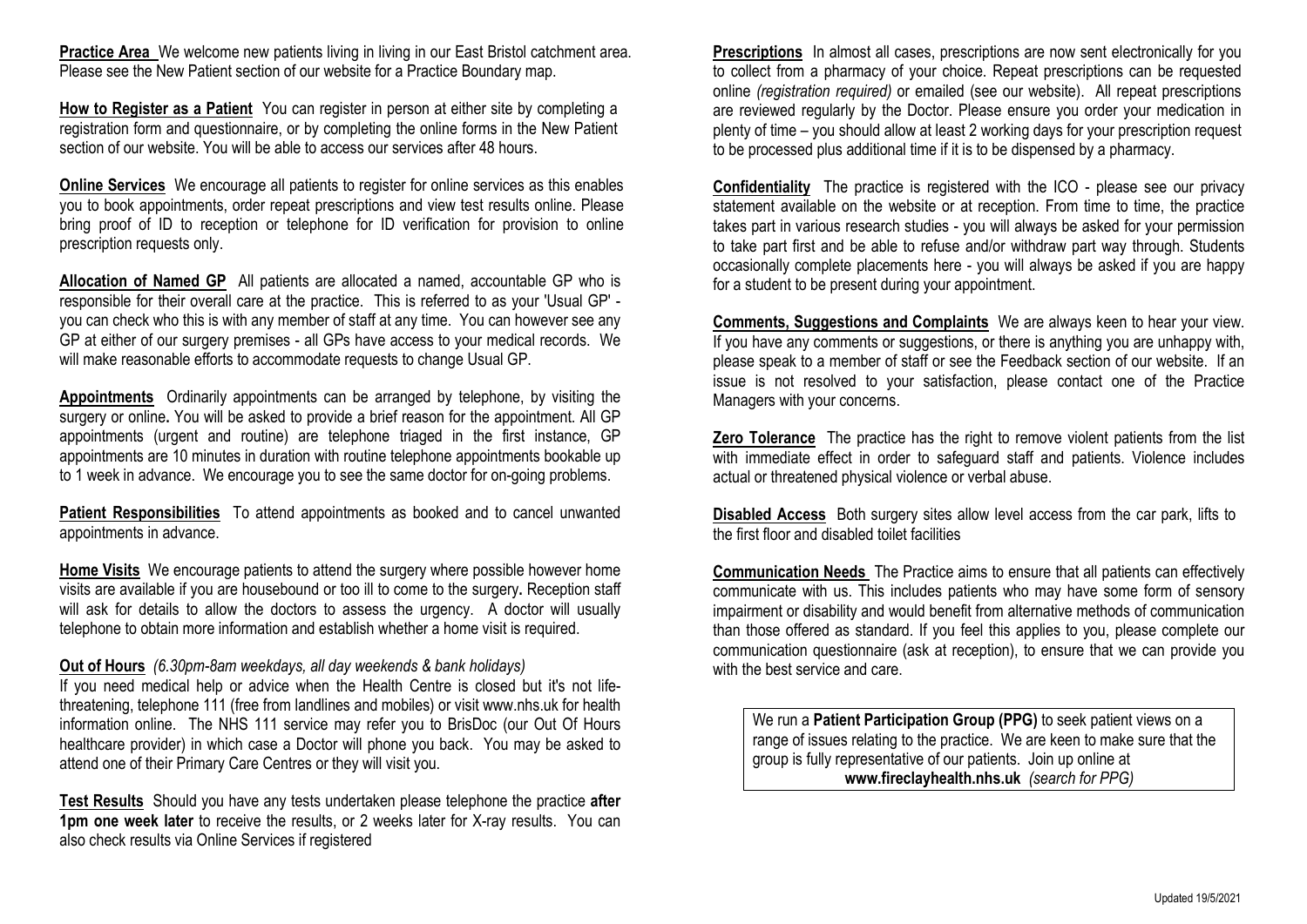**Practice Area** We welcome new patients living in living in our East Bristol catchment area. Please see the New Patient section of our website for a Practice Boundary map.

**How to Register as a Patient** You can register in person at either site by completing a registration form and questionnaire, or by completing the online forms in the New Patient section of our website. You will be able to access our services after 48 hours.

**Online Services** We encourage all patients to register for online services as this enables you to book appointments, order repeat prescriptions and view test results online. Please bring proof of ID to reception or telephone for ID verification for provision to online prescription requests only.

**Allocation of Named GP** All patients are allocated a named, accountable GP who is responsible for their overall care at the practice. This is referred to as your 'Usual GP' - you can check who this is with any member of staff at any time. You can however see any GP at either of our surgery premises - all GPs have access to your medical records. We will make reasonable efforts to accommodate requests to change Usual GP.

**Appointments** Ordinarily appointments can be arranged by telephone, by visiting the surgery or online**.** You will be asked to provide a brief reason for the appointment. All GP appointments (urgent and routine) are telephone triaged in the first instance, GP appointments are 10 minutes in duration with routine telephone appointments bookable up to 1 week in advance. We encourage you to see the same doctor for on-going problems.

**Patient Responsibilities** To attend appointments as booked and to cancel unwanted appointments in advance.

**Home Visits** We encourage patients to attend the surgery where possible however home visits are available if you are housebound or too ill to come to the surgery**.** Reception staff will ask for details to allow the doctors to assess the urgency. A doctor will usually telephone to obtain more information and establish whether a home visit is required.

**Out of Hours** *(6.30pm-8am weekdays, all day weekends & bank holidays)*
If you need medical help or advice when the Health Centre is closed but it's not life-threatening, telephone 111 (free from landlines and mobiles) or visit www.nhs.uk for health information online. The NHS 111 service may refer you to BrisDoc (our Out Of Hours healthcare provider) in which case a Doctor will phone you back. You may be asked to attend one of their Primary Care Centres or they will visit you.

**Test Results** Should you have any tests undertaken please telephone the practice **after 1pm one week later** to receive the results, or 2 weeks later for X-ray results. You can also check results via Online Services if registered

**Prescriptions** In almost all cases, prescriptions are now sent electronically for you to collect from a pharmacy of your choice. Repeat prescriptions can be requested online *(registration required)* or emailed (see our website). All repeat prescriptions are reviewed regularly by the Doctor. Please ensure you order your medication in plenty of time – you should allow at least 2 working days for your prescription request to be processed plus additional time if it is to be dispensed by a pharmacy.

**Confidentiality** The practice is registered with the ICO - please see our privacy statement available on the website or at reception. From time to time, the practice takes part in various research studies - you will always be asked for your permission to take part first and be able to refuse and/or withdraw part way through. Students occasionally complete placements here - you will always be asked if you are happy for a student to be present during your appointment.

**Comments, Suggestions and Complaints** We are always keen to hear your view. If you have any comments or suggestions, or there is anything you are unhappy with, please speak to a member of staff or see the Feedback section of our website. If an issue is not resolved to your satisfaction, please contact one of the Practice Managers with your concerns.

**Zero Tolerance** The practice has the right to remove violent patients from the list with immediate effect in order to safeguard staff and patients. Violence includes actual or threatened physical violence or verbal abuse.

**Disabled Access** Both surgery sites allow level access from the car park, lifts to the first floor and disabled toilet facilities

**Communication Needs** The Practice aims to ensure that all patients can effectively communicate with us. This includes patients who may have some form of sensory impairment or disability and would benefit from alternative methods of communication than those offered as standard. If you feel this applies to you, please complete our communication questionnaire (ask at reception), to ensure that we can provide you with the best service and care.

We run a **Patient Participation Group (PPG)** to seek patient views on a range of issues relating to the practice. We are keen to make sure that the group is fully representative of our patients. Join up online at **www.fireclayhealth.nhs.uk** *(search for PPG)*

Updated 19/5/2021